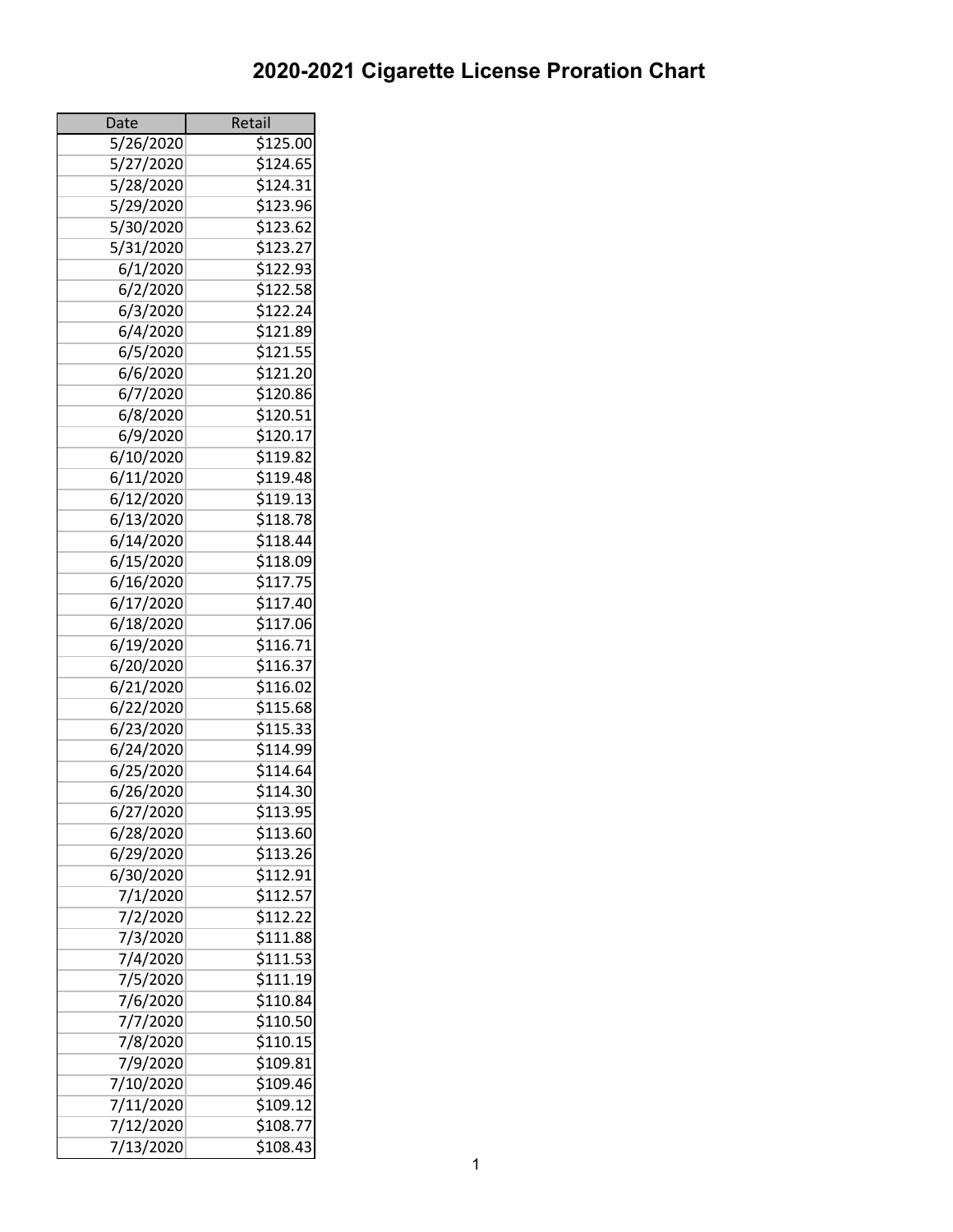# 2020-2021 Cigarette License Proration Chart

| Date | Retail |
|---|---|
| 5/26/2020 | $125.00 |
| 5/27/2020 | $124.65 |
| 5/28/2020 | $124.31 |
| 5/29/2020 | $123.96 |
| 5/30/2020 | $123.62 |
| 5/31/2020 | $123.27 |
| 6/1/2020 | $122.93 |
| 6/2/2020 | $122.58 |
| 6/3/2020 | $122.24 |
| 6/4/2020 | $121.89 |
| 6/5/2020 | $121.55 |
| 6/6/2020 | $121.20 |
| 6/7/2020 | $120.86 |
| 6/8/2020 | $120.51 |
| 6/9/2020 | $120.17 |
| 6/10/2020 | $119.82 |
| 6/11/2020 | $119.48 |
| 6/12/2020 | $119.13 |
| 6/13/2020 | $118.78 |
| 6/14/2020 | $118.44 |
| 6/15/2020 | $118.09 |
| 6/16/2020 | $117.75 |
| 6/17/2020 | $117.40 |
| 6/18/2020 | $117.06 |
| 6/19/2020 | $116.71 |
| 6/20/2020 | $116.37 |
| 6/21/2020 | $116.02 |
| 6/22/2020 | $115.68 |
| 6/23/2020 | $115.33 |
| 6/24/2020 | $114.99 |
| 6/25/2020 | $114.64 |
| 6/26/2020 | $114.30 |
| 6/27/2020 | $113.95 |
| 6/28/2020 | $113.60 |
| 6/29/2020 | $113.26 |
| 6/30/2020 | $112.91 |
| 7/1/2020 | $112.57 |
| 7/2/2020 | $112.22 |
| 7/3/2020 | $111.88 |
| 7/4/2020 | $111.53 |
| 7/5/2020 | $111.19 |
| 7/6/2020 | $110.84 |
| 7/7/2020 | $110.50 |
| 7/8/2020 | $110.15 |
| 7/9/2020 | $109.81 |
| 7/10/2020 | $109.46 |
| 7/11/2020 | $109.12 |
| 7/12/2020 | $108.77 |
| 7/13/2020 | $108.43 |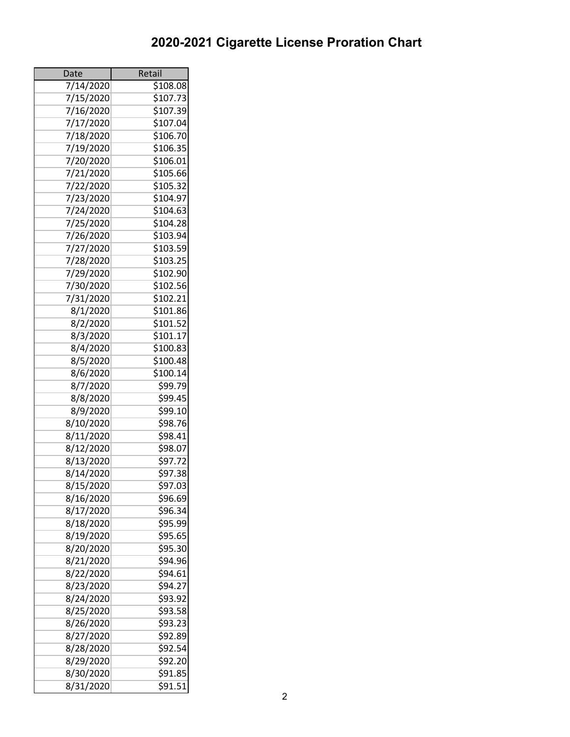# 2020-2021 Cigarette License Proration Chart

| Date | Retail |
|---|---|
| 7/14/2020 | $108.08 |
| 7/15/2020 | $107.73 |
| 7/16/2020 | $107.39 |
| 7/17/2020 | $107.04 |
| 7/18/2020 | $106.70 |
| 7/19/2020 | $106.35 |
| 7/20/2020 | $106.01 |
| 7/21/2020 | $105.66 |
| 7/22/2020 | $105.32 |
| 7/23/2020 | $104.97 |
| 7/24/2020 | $104.63 |
| 7/25/2020 | $104.28 |
| 7/26/2020 | $103.94 |
| 7/27/2020 | $103.59 |
| 7/28/2020 | $103.25 |
| 7/29/2020 | $102.90 |
| 7/30/2020 | $102.56 |
| 7/31/2020 | $102.21 |
| 8/1/2020 | $101.86 |
| 8/2/2020 | $101.52 |
| 8/3/2020 | $101.17 |
| 8/4/2020 | $100.83 |
| 8/5/2020 | $100.48 |
| 8/6/2020 | $100.14 |
| 8/7/2020 | $99.79 |
| 8/8/2020 | $99.45 |
| 8/9/2020 | $99.10 |
| 8/10/2020 | $98.76 |
| 8/11/2020 | $98.41 |
| 8/12/2020 | $98.07 |
| 8/13/2020 | $97.72 |
| 8/14/2020 | $97.38 |
| 8/15/2020 | $97.03 |
| 8/16/2020 | $96.69 |
| 8/17/2020 | $96.34 |
| 8/18/2020 | $95.99 |
| 8/19/2020 | $95.65 |
| 8/20/2020 | $95.30 |
| 8/21/2020 | $94.96 |
| 8/22/2020 | $94.61 |
| 8/23/2020 | $94.27 |
| 8/24/2020 | $93.92 |
| 8/25/2020 | $93.58 |
| 8/26/2020 | $93.23 |
| 8/27/2020 | $92.89 |
| 8/28/2020 | $92.54 |
| 8/29/2020 | $92.20 |
| 8/30/2020 | $91.85 |
| 8/31/2020 | $91.51 |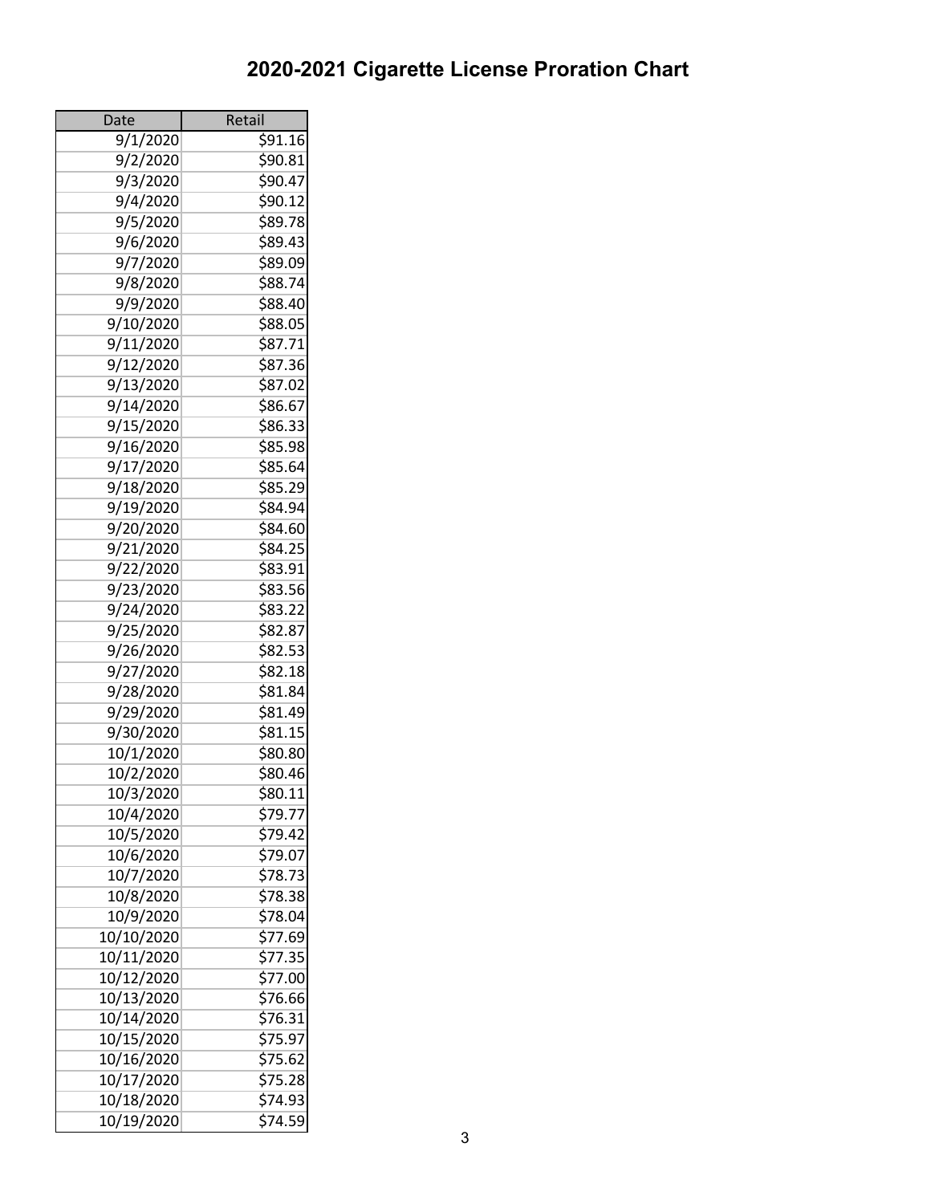# 2020-2021 Cigarette License Proration Chart

| Date | Retail |
| --- | --- |
| 9/1/2020 | $91.16 |
| 9/2/2020 | $90.81 |
| 9/3/2020 | $90.47 |
| 9/4/2020 | $90.12 |
| 9/5/2020 | $89.78 |
| 9/6/2020 | $89.43 |
| 9/7/2020 | $89.09 |
| 9/8/2020 | $88.74 |
| 9/9/2020 | $88.40 |
| 9/10/2020 | $88.05 |
| 9/11/2020 | $87.71 |
| 9/12/2020 | $87.36 |
| 9/13/2020 | $87.02 |
| 9/14/2020 | $86.67 |
| 9/15/2020 | $86.33 |
| 9/16/2020 | $85.98 |
| 9/17/2020 | $85.64 |
| 9/18/2020 | $85.29 |
| 9/19/2020 | $84.94 |
| 9/20/2020 | $84.60 |
| 9/21/2020 | $84.25 |
| 9/22/2020 | $83.91 |
| 9/23/2020 | $83.56 |
| 9/24/2020 | $83.22 |
| 9/25/2020 | $82.87 |
| 9/26/2020 | $82.53 |
| 9/27/2020 | $82.18 |
| 9/28/2020 | $81.84 |
| 9/29/2020 | $81.49 |
| 9/30/2020 | $81.15 |
| 10/1/2020 | $80.80 |
| 10/2/2020 | $80.46 |
| 10/3/2020 | $80.11 |
| 10/4/2020 | $79.77 |
| 10/5/2020 | $79.42 |
| 10/6/2020 | $79.07 |
| 10/7/2020 | $78.73 |
| 10/8/2020 | $78.38 |
| 10/9/2020 | $78.04 |
| 10/10/2020 | $77.69 |
| 10/11/2020 | $77.35 |
| 10/12/2020 | $77.00 |
| 10/13/2020 | $76.66 |
| 10/14/2020 | $76.31 |
| 10/15/2020 | $75.97 |
| 10/16/2020 | $75.62 |
| 10/17/2020 | $75.28 |
| 10/18/2020 | $74.93 |
| 10/19/2020 | $74.59 |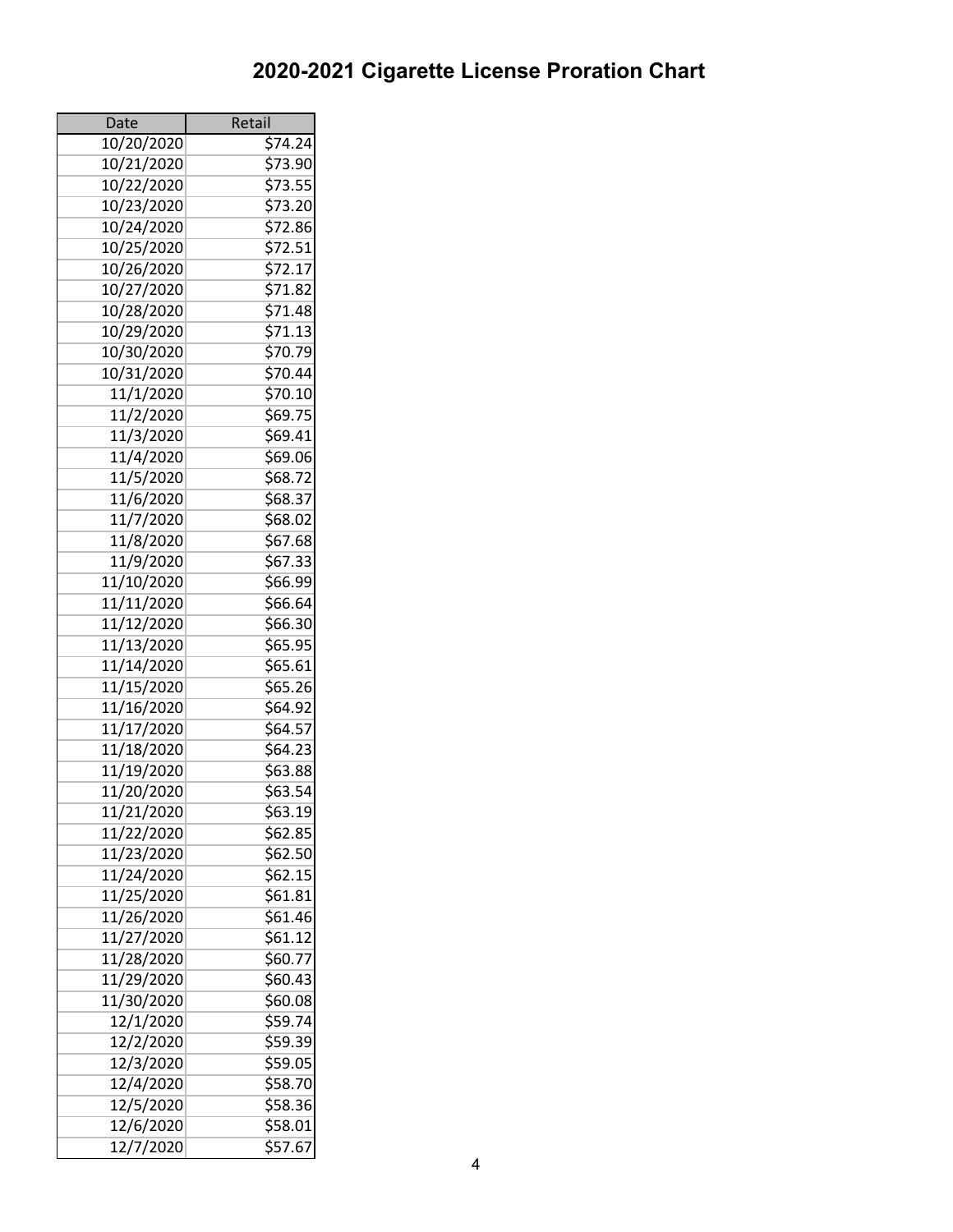# 2020-2021 Cigarette License Proration Chart

| Date | Retail |
|---|---|
| 10/20/2020 | $74.24 |
| 10/21/2020 | $73.90 |
| 10/22/2020 | $73.55 |
| 10/23/2020 | $73.20 |
| 10/24/2020 | $72.86 |
| 10/25/2020 | $72.51 |
| 10/26/2020 | $72.17 |
| 10/27/2020 | $71.82 |
| 10/28/2020 | $71.48 |
| 10/29/2020 | $71.13 |
| 10/30/2020 | $70.79 |
| 10/31/2020 | $70.44 |
| 11/1/2020 | $70.10 |
| 11/2/2020 | $69.75 |
| 11/3/2020 | $69.41 |
| 11/4/2020 | $69.06 |
| 11/5/2020 | $68.72 |
| 11/6/2020 | $68.37 |
| 11/7/2020 | $68.02 |
| 11/8/2020 | $67.68 |
| 11/9/2020 | $67.33 |
| 11/10/2020 | $66.99 |
| 11/11/2020 | $66.64 |
| 11/12/2020 | $66.30 |
| 11/13/2020 | $65.95 |
| 11/14/2020 | $65.61 |
| 11/15/2020 | $65.26 |
| 11/16/2020 | $64.92 |
| 11/17/2020 | $64.57 |
| 11/18/2020 | $64.23 |
| 11/19/2020 | $63.88 |
| 11/20/2020 | $63.54 |
| 11/21/2020 | $63.19 |
| 11/22/2020 | $62.85 |
| 11/23/2020 | $62.50 |
| 11/24/2020 | $62.15 |
| 11/25/2020 | $61.81 |
| 11/26/2020 | $61.46 |
| 11/27/2020 | $61.12 |
| 11/28/2020 | $60.77 |
| 11/29/2020 | $60.43 |
| 11/30/2020 | $60.08 |
| 12/1/2020 | $59.74 |
| 12/2/2020 | $59.39 |
| 12/3/2020 | $59.05 |
| 12/4/2020 | $58.70 |
| 12/5/2020 | $58.36 |
| 12/6/2020 | $58.01 |
| 12/7/2020 | $57.67 |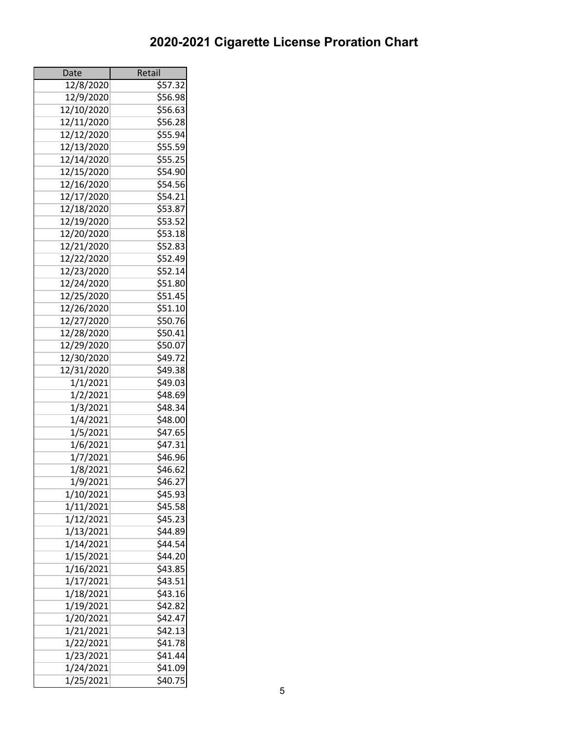# 2020-2021 Cigarette License Proration Chart

| Date | Retail |
|---|---|
| 12/8/2020 | $57.32 |
| 12/9/2020 | $56.98 |
| 12/10/2020 | $56.63 |
| 12/11/2020 | $56.28 |
| 12/12/2020 | $55.94 |
| 12/13/2020 | $55.59 |
| 12/14/2020 | $55.25 |
| 12/15/2020 | $54.90 |
| 12/16/2020 | $54.56 |
| 12/17/2020 | $54.21 |
| 12/18/2020 | $53.87 |
| 12/19/2020 | $53.52 |
| 12/20/2020 | $53.18 |
| 12/21/2020 | $52.83 |
| 12/22/2020 | $52.49 |
| 12/23/2020 | $52.14 |
| 12/24/2020 | $51.80 |
| 12/25/2020 | $51.45 |
| 12/26/2020 | $51.10 |
| 12/27/2020 | $50.76 |
| 12/28/2020 | $50.41 |
| 12/29/2020 | $50.07 |
| 12/30/2020 | $49.72 |
| 12/31/2020 | $49.38 |
| 1/1/2021 | $49.03 |
| 1/2/2021 | $48.69 |
| 1/3/2021 | $48.34 |
| 1/4/2021 | $48.00 |
| 1/5/2021 | $47.65 |
| 1/6/2021 | $47.31 |
| 1/7/2021 | $46.96 |
| 1/8/2021 | $46.62 |
| 1/9/2021 | $46.27 |
| 1/10/2021 | $45.93 |
| 1/11/2021 | $45.58 |
| 1/12/2021 | $45.23 |
| 1/13/2021 | $44.89 |
| 1/14/2021 | $44.54 |
| 1/15/2021 | $44.20 |
| 1/16/2021 | $43.85 |
| 1/17/2021 | $43.51 |
| 1/18/2021 | $43.16 |
| 1/19/2021 | $42.82 |
| 1/20/2021 | $42.47 |
| 1/21/2021 | $42.13 |
| 1/22/2021 | $41.78 |
| 1/23/2021 | $41.44 |
| 1/24/2021 | $41.09 |
| 1/25/2021 | $40.75 |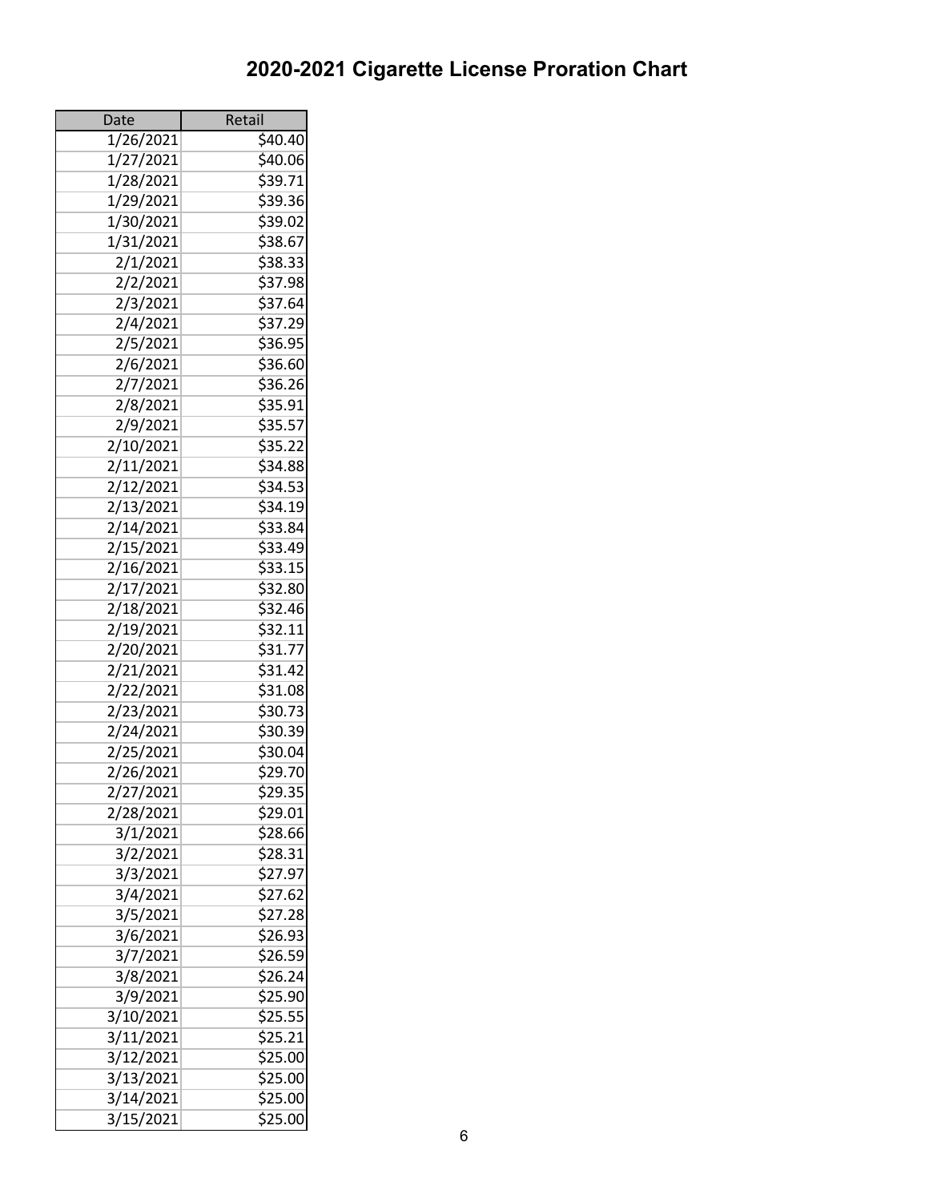# 2020-2021 Cigarette License Proration Chart

| Date | Retail |
|---|---|
| 1/26/2021 | $40.40 |
| 1/27/2021 | $40.06 |
| 1/28/2021 | $39.71 |
| 1/29/2021 | $39.36 |
| 1/30/2021 | $39.02 |
| 1/31/2021 | $38.67 |
| 2/1/2021 | $38.33 |
| 2/2/2021 | $37.98 |
| 2/3/2021 | $37.64 |
| 2/4/2021 | $37.29 |
| 2/5/2021 | $36.95 |
| 2/6/2021 | $36.60 |
| 2/7/2021 | $36.26 |
| 2/8/2021 | $35.91 |
| 2/9/2021 | $35.57 |
| 2/10/2021 | $35.22 |
| 2/11/2021 | $34.88 |
| 2/12/2021 | $34.53 |
| 2/13/2021 | $34.19 |
| 2/14/2021 | $33.84 |
| 2/15/2021 | $33.49 |
| 2/16/2021 | $33.15 |
| 2/17/2021 | $32.80 |
| 2/18/2021 | $32.46 |
| 2/19/2021 | $32.11 |
| 2/20/2021 | $31.77 |
| 2/21/2021 | $31.42 |
| 2/22/2021 | $31.08 |
| 2/23/2021 | $30.73 |
| 2/24/2021 | $30.39 |
| 2/25/2021 | $30.04 |
| 2/26/2021 | $29.70 |
| 2/27/2021 | $29.35 |
| 2/28/2021 | $29.01 |
| 3/1/2021 | $28.66 |
| 3/2/2021 | $28.31 |
| 3/3/2021 | $27.97 |
| 3/4/2021 | $27.62 |
| 3/5/2021 | $27.28 |
| 3/6/2021 | $26.93 |
| 3/7/2021 | $26.59 |
| 3/8/2021 | $26.24 |
| 3/9/2021 | $25.90 |
| 3/10/2021 | $25.55 |
| 3/11/2021 | $25.21 |
| 3/12/2021 | $25.00 |
| 3/13/2021 | $25.00 |
| 3/14/2021 | $25.00 |
| 3/15/2021 | $25.00 |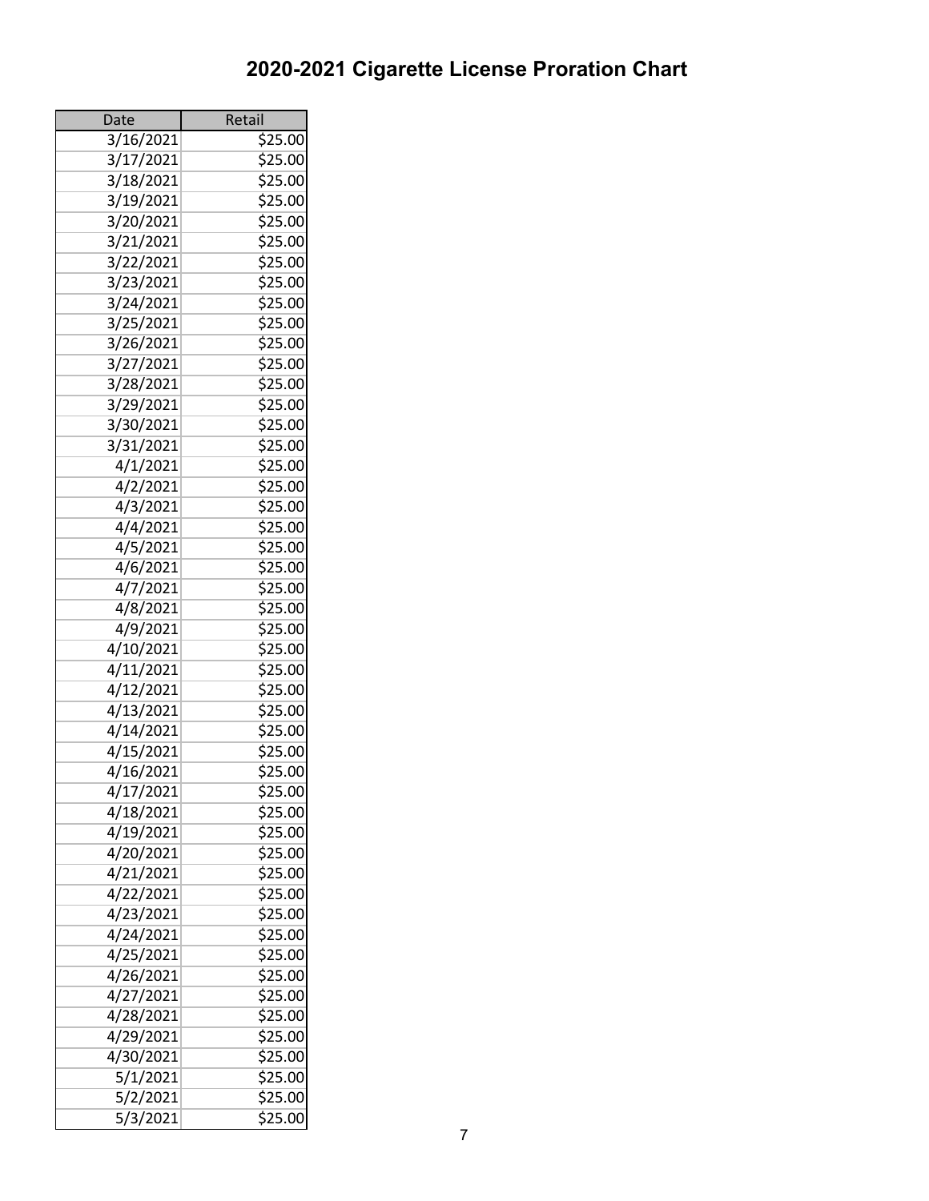# 2020-2021 Cigarette License Proration Chart

| Date | Retail |
|---|---|
| 3/16/2021 | $25.00 |
| 3/17/2021 | $25.00 |
| 3/18/2021 | $25.00 |
| 3/19/2021 | $25.00 |
| 3/20/2021 | $25.00 |
| 3/21/2021 | $25.00 |
| 3/22/2021 | $25.00 |
| 3/23/2021 | $25.00 |
| 3/24/2021 | $25.00 |
| 3/25/2021 | $25.00 |
| 3/26/2021 | $25.00 |
| 3/27/2021 | $25.00 |
| 3/28/2021 | $25.00 |
| 3/29/2021 | $25.00 |
| 3/30/2021 | $25.00 |
| 3/31/2021 | $25.00 |
| 4/1/2021 | $25.00 |
| 4/2/2021 | $25.00 |
| 4/3/2021 | $25.00 |
| 4/4/2021 | $25.00 |
| 4/5/2021 | $25.00 |
| 4/6/2021 | $25.00 |
| 4/7/2021 | $25.00 |
| 4/8/2021 | $25.00 |
| 4/9/2021 | $25.00 |
| 4/10/2021 | $25.00 |
| 4/11/2021 | $25.00 |
| 4/12/2021 | $25.00 |
| 4/13/2021 | $25.00 |
| 4/14/2021 | $25.00 |
| 4/15/2021 | $25.00 |
| 4/16/2021 | $25.00 |
| 4/17/2021 | $25.00 |
| 4/18/2021 | $25.00 |
| 4/19/2021 | $25.00 |
| 4/20/2021 | $25.00 |
| 4/21/2021 | $25.00 |
| 4/22/2021 | $25.00 |
| 4/23/2021 | $25.00 |
| 4/24/2021 | $25.00 |
| 4/25/2021 | $25.00 |
| 4/26/2021 | $25.00 |
| 4/27/2021 | $25.00 |
| 4/28/2021 | $25.00 |
| 4/29/2021 | $25.00 |
| 4/30/2021 | $25.00 |
| 5/1/2021 | $25.00 |
| 5/2/2021 | $25.00 |
| 5/3/2021 | $25.00 |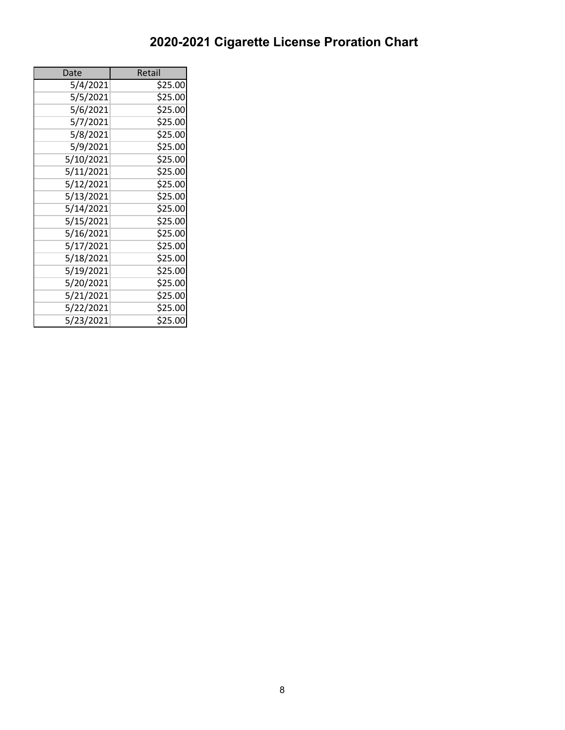# 2020-2021 Cigarette License Proration Chart

| Date | Retail |
|---|---|
| 5/4/2021 | $25.00 |
| 5/5/2021 | $25.00 |
| 5/6/2021 | $25.00 |
| 5/7/2021 | $25.00 |
| 5/8/2021 | $25.00 |
| 5/9/2021 | $25.00 |
| 5/10/2021 | $25.00 |
| 5/11/2021 | $25.00 |
| 5/12/2021 | $25.00 |
| 5/13/2021 | $25.00 |
| 5/14/2021 | $25.00 |
| 5/15/2021 | $25.00 |
| 5/16/2021 | $25.00 |
| 5/17/2021 | $25.00 |
| 5/18/2021 | $25.00 |
| 5/19/2021 | $25.00 |
| 5/20/2021 | $25.00 |
| 5/21/2021 | $25.00 |
| 5/22/2021 | $25.00 |
| 5/23/2021 | $25.00 |